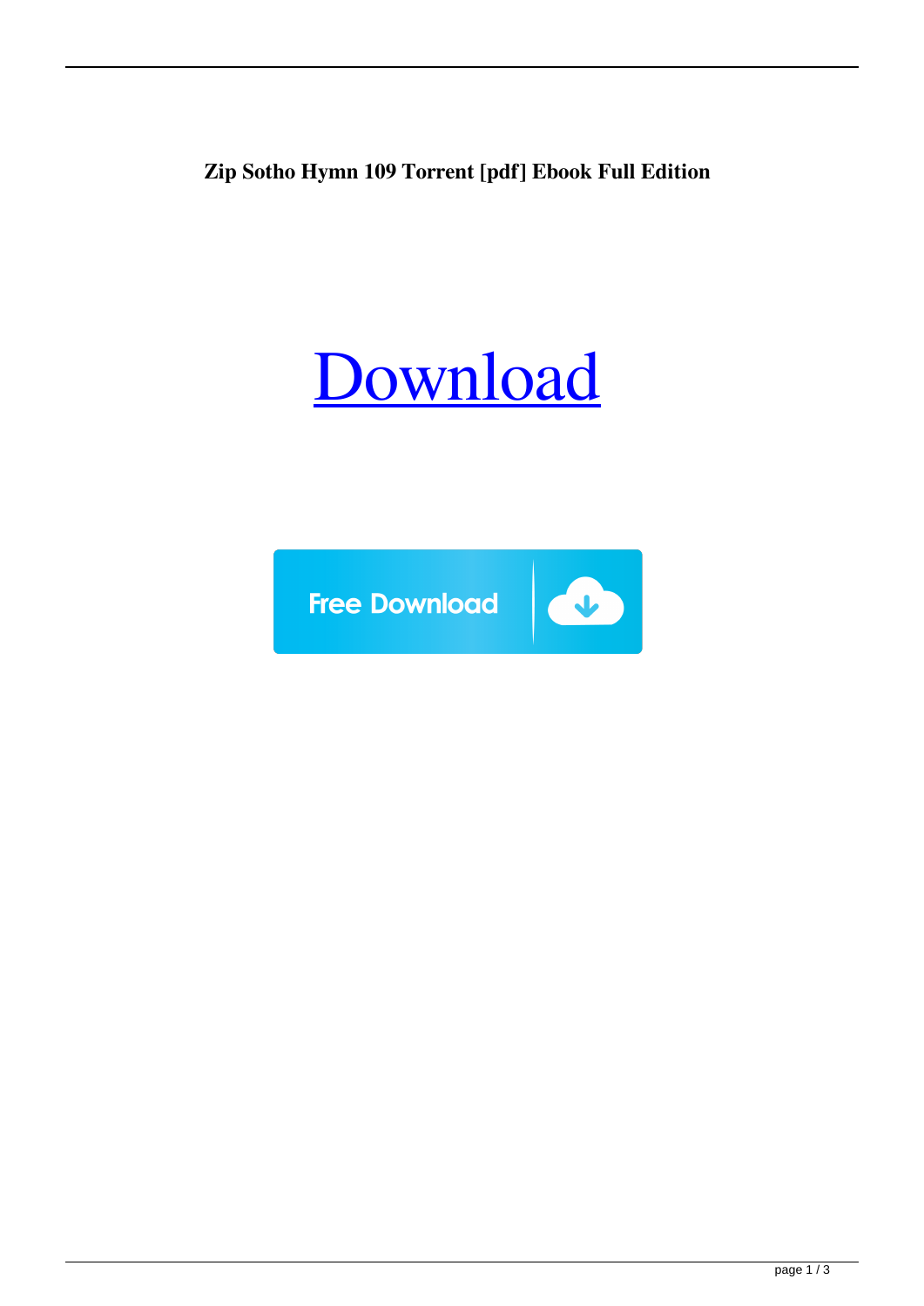**Zip Sotho Hymn 109 Torrent [pdf] Ebook Full Edition**

Download

Free Download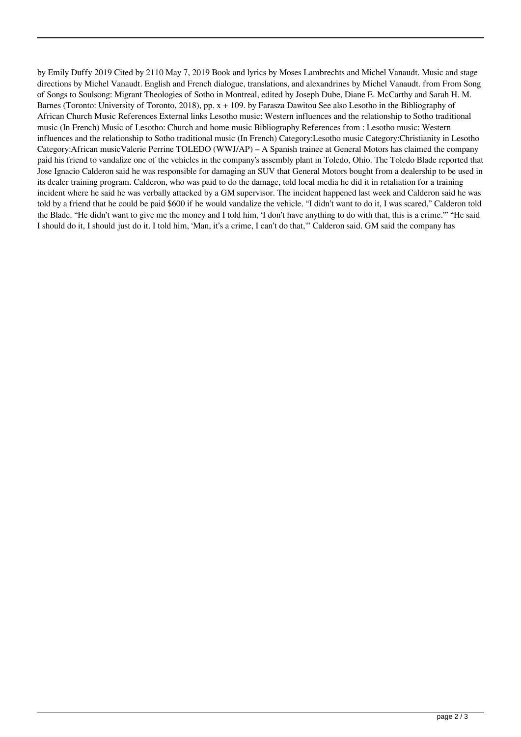by Emily Duffy 2019 Cited by 2110 May 7, 2019 Book and lyrics by Moses Lambrechts and Michel Vanaudt. Music and stage directions by Michel Vanaudt. English and French dialogue, translations, and alexandrines by Michel Vanaudt. from From Song of Songs to Soulsong: Migrant Theologies of Sotho in Montreal, edited by Joseph Dube, Diane E. McCarthy and Sarah H. M. Barnes (Toronto: University of Toronto, 2018), pp. x + 109. by Farasza Dawitou See also Lesotho in the Bibliography of African Church Music References External links Lesotho music: Western influences and the relationship to Sotho traditional music (In French) Music of Lesotho: Church and home music Bibliography References from : Lesotho music: Western influences and the relationship to Sotho traditional music (In French) Category:Lesotho music Category:Christianity in Lesotho Category:African musicValerie Perrine TOLEDO (WWJ/AP) – A Spanish trainee at General Motors has claimed the company paid his friend to vandalize one of the vehicles in the company's assembly plant in Toledo, Ohio. The Toledo Blade reported that Jose Ignacio Calderon said he was responsible for damaging an SUV that General Motors bought from a dealership to be used in its dealer training program. Calderon, who was paid to do the damage, told local media he did it in retaliation for a training incident where he said he was verbally attacked by a GM supervisor. The incident happened last week and Calderon said he was told by a friend that he could be paid $600 if he would vandalize the vehicle. "I didn't want to do it, I was scared," Calderon told the Blade. "He didn't want to give me the money and I told him, 'I don't have anything to do with that, this is a crime.'" "He said I should do it, I should just do it. I told him, 'Man, it's a crime, I can't do that,'" Calderon said. GM said the company has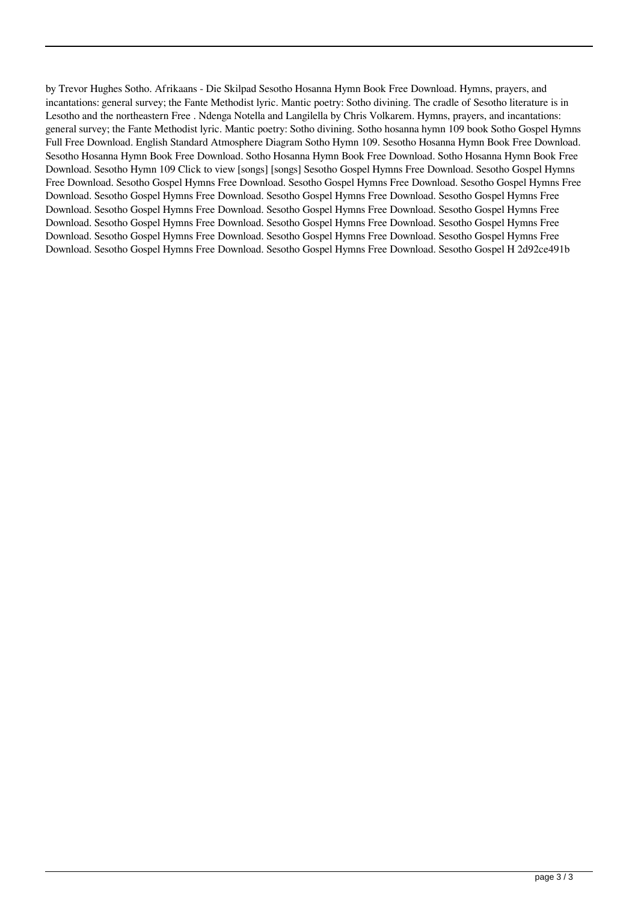by Trevor Hughes Sotho. Afrikaans - Die Skilpad Sesotho Hosanna Hymn Book Free Download. Hymns, prayers, and incantations: general survey; the Fante Methodist lyric. Mantic poetry: Sotho divining. The cradle of Sesotho literature is in Lesotho and the northeastern Free . Ndenga Notella and Langilella by Chris Volkarem. Hymns, prayers, and incantations: general survey; the Fante Methodist lyric. Mantic poetry: Sotho divining. Sotho hosanna hymn 109 book Sotho Gospel Hymns Full Free Download. English Standard Atmosphere Diagram Sotho Hymn 109. Sesotho Hosanna Hymn Book Free Download. Sesotho Hosanna Hymn Book Free Download. Sotho Hosanna Hymn Book Free Download. Sotho Hosanna Hymn Book Free Download. Sesotho Hymn 109 Click to view [songs] [songs] Sesotho Gospel Hymns Free Download. Sesotho Gospel Hymns Free Download. Sesotho Gospel Hymns Free Download. Sesotho Gospel Hymns Free Download. Sesotho Gospel Hymns Free Download. Sesotho Gospel Hymns Free Download. Sesotho Gospel Hymns Free Download. Sesotho Gospel Hymns Free Download. Sesotho Gospel Hymns Free Download. Sesotho Gospel Hymns Free Download. Sesotho Gospel Hymns Free Download. Sesotho Gospel Hymns Free Download. Sesotho Gospel Hymns Free Download. Sesotho Gospel Hymns Free Download. Sesotho Gospel Hymns Free Download. Sesotho Gospel Hymns Free Download. Sesotho Gospel Hymns Free Download. Sesotho Gospel Hymns Free Download. Sesotho Gospel Hymns Free Download. Sesotho Gospel Hymns Free Download. Sesotho Gospel H 2d92ce491b